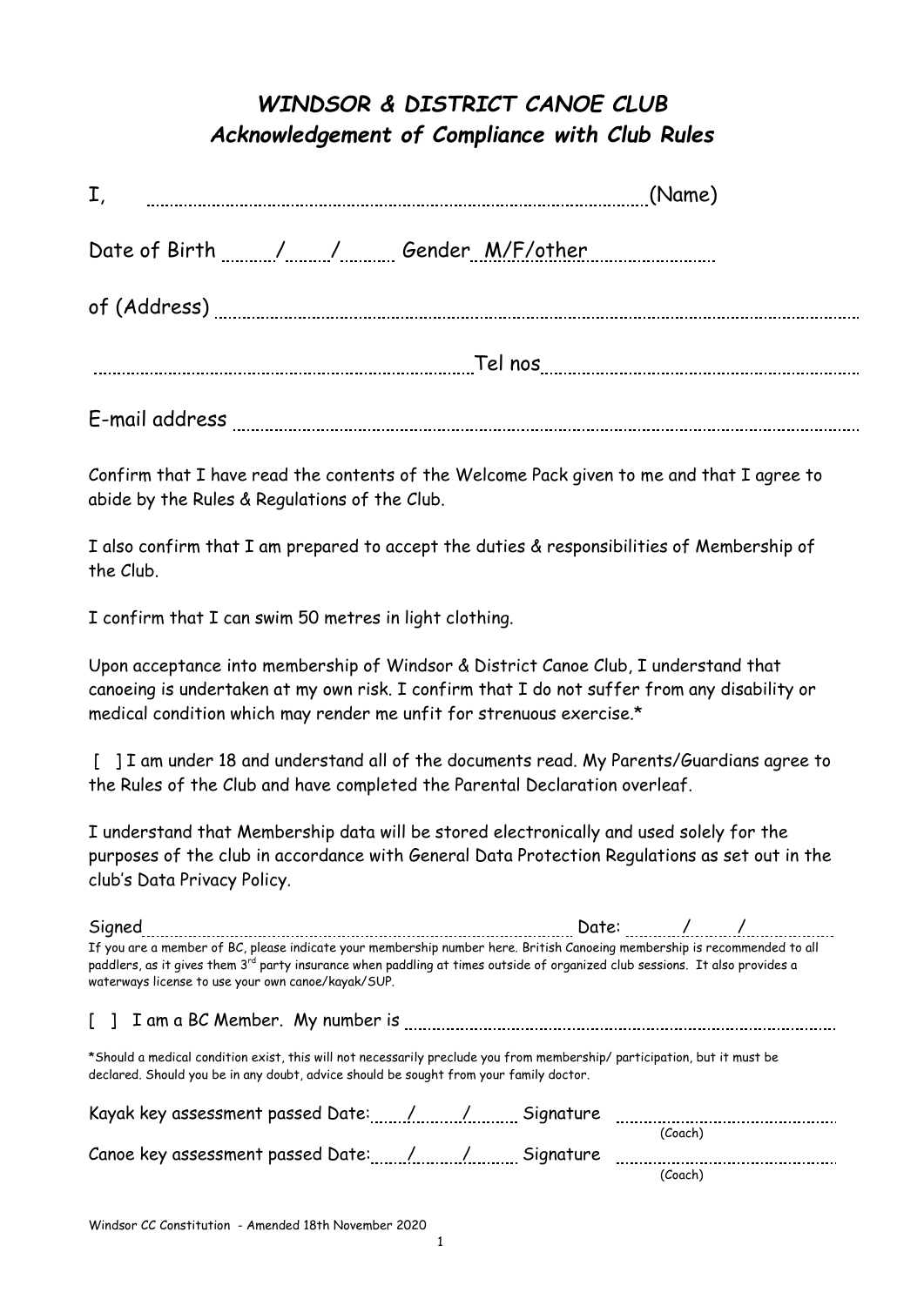# *WINDSOR & DISTRICT CANOE CLUB*
## *Acknowledgement of Compliance with Club Rules*

I, ........................................................................................................ (Name)

Date of Birth ....../....../...... Gender M/F/other ....................

of (Address) ........................................................................................................

........................................................................ Tel nos ........................................................................

E-mail address ........................................................................................................

Confirm that I have read the contents of the Welcome Pack given to me and that I agree to abide by the Rules & Regulations of the Club.

I also confirm that I am prepared to accept the duties & responsibilities of Membership of the Club.

I confirm that I can swim 50 metres in light clothing.

Upon acceptance into membership of Windsor & District Canoe Club, I understand that canoeing is undertaken at my own risk. I confirm that I do not suffer from any disability or medical condition which may render me unfit for strenuous exercise.*

[ ] I am under 18 and understand all of the documents read. My Parents/Guardians agree to the Rules of the Club and have completed the Parental Declaration overleaf.

I understand that Membership data will be stored electronically and used solely for the purposes of the club in accordance with General Data Protection Regulations as set out in the club's Data Privacy Policy.

Signed ........................................................................ Date: ....../....../......

If you are a member of BC, please indicate your membership number here. British Canoeing membership is recommended to all paddlers, as it gives them 3rd party insurance when paddling at times outside of organized club sessions. It also provides a waterways license to use your own canoe/kayak/SUP.

[ ] I am a BC Member. My number is ........................................................................

*Should a medical condition exist, this will not necessarily preclude you from membership/ participation, but it must be declared. Should you be in any doubt, advice should be sought from your family doctor.

Kayak key assessment passed Date: ....../....../...... Signature ........................................ (Coach)

Canoe key assessment passed Date: ....../....../...... Signature ........................................ (Coach)

Windsor CC Constitution - Amended 18th November 2020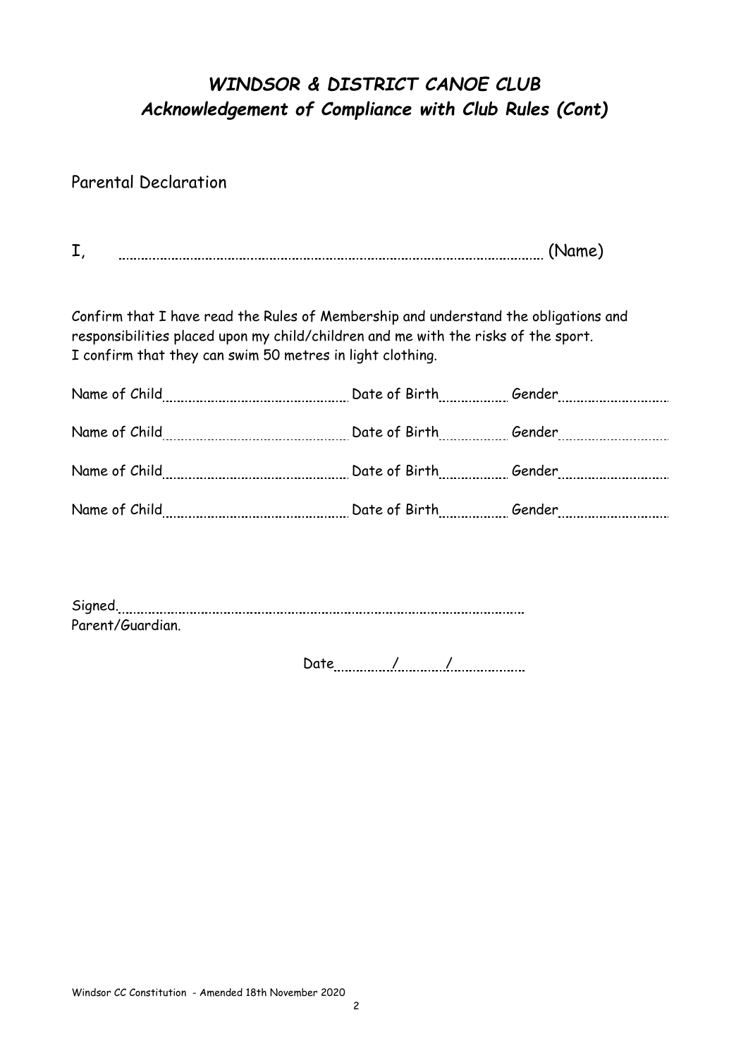# *WINDSOR & DISTRICT CANOE CLUB*
## *Acknowledgement of Compliance with Club Rules (Cont)*

Parental Declaration

I, .............................................................................................................. (Name)

Confirm that I have read the Rules of Membership and understand the obligations and responsibilities placed upon my child/children and me with the risks of the sport.
I confirm that they can swim 50 metres in light clothing.

Name of Child.............................................. Date of Birth................ Gender.........................

Name of Child.............................................. Date of Birth................ Gender.........................

Name of Child.............................................. Date of Birth................ Gender.........................

Name of Child.............................................. Date of Birth................ Gender.........................

Signed.....................................................................................................
Parent/Guardian.

Date............./.........../..................

Windsor CC Constitution - Amended 18th November 2020